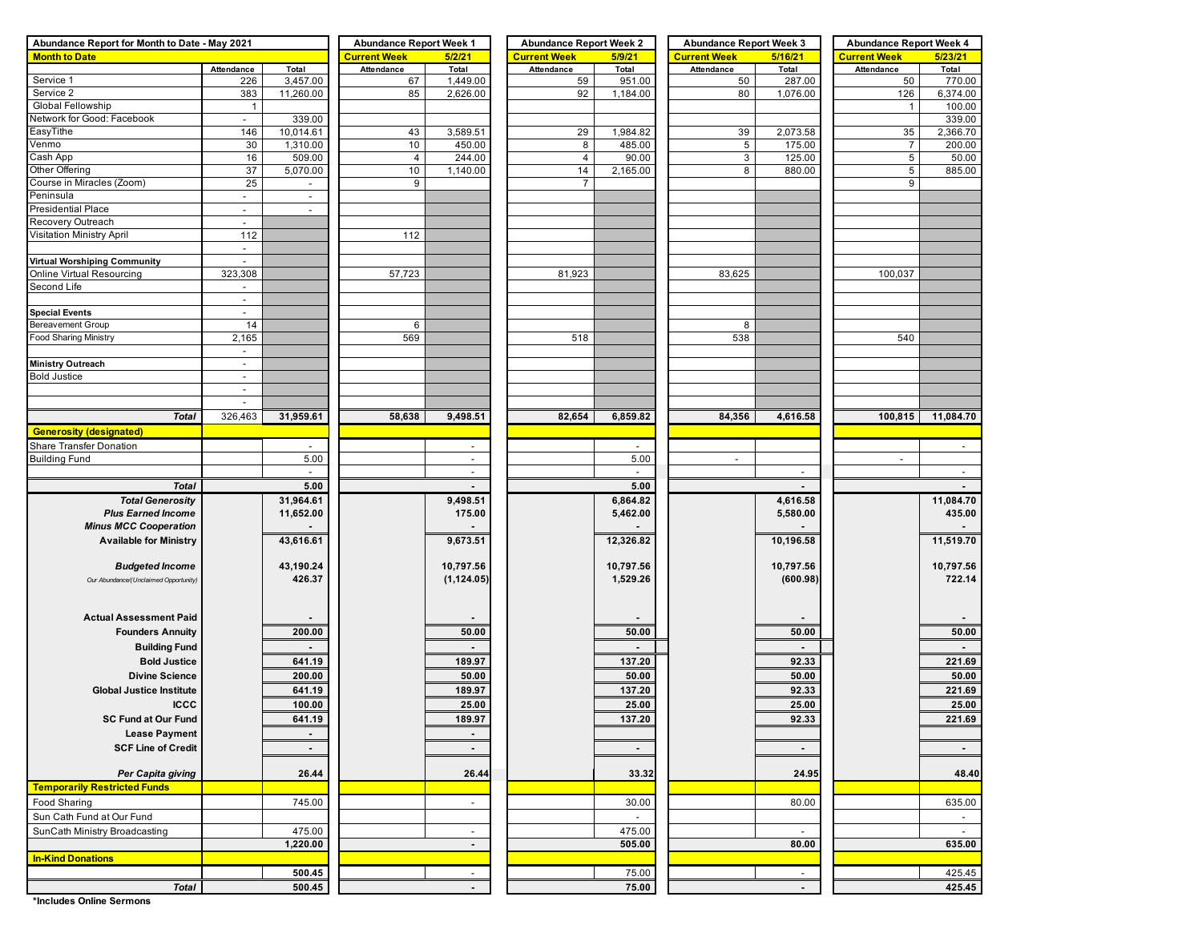| Abundance Report for Month to Date - May 2021 | | | Abundance Report Week 1 | | Abundance Report Week 2 | | Abundance Report Week 3 | | Abundance Report Week 4 | |
|---|---|---|---|---|---|---|---|---|---|---|
| **Month to Date** | | | **Current Week** | **5/2/21** | **Current Week** | **5/9/21** | **Current Week** | **5/16/21** | **Current Week** | **5/23/21** |
| | Attendance | Total | Attendance | Total | Attendance | Total | Attendance | Total | Attendance | Total |
| Service 1 | 226 | 3,457.00 | 67 | 1,449.00 | 59 | 951.00 | 50 | 287.00 | 50 | 770.00 |
| Service 2 | 383 | 11,260.00 | 85 | 2,626.00 | 92 | 1,184.00 | 80 | 1,076.00 | 126 | 6,374.00 |
| Global Fellowship | 1 | | | | | | | | 1 | 100.00 |
| Network for Good: Facebook | - | 339.00 | | | | | | | | 339.00 |
| EasyTithe | 146 | 10,014.61 | 43 | 3,589.51 | 29 | 1,984.82 | 39 | 2,073.58 | 35 | 2,366.70 |
| Venmo | 30 | 1,310.00 | 10 | 450.00 | 8 | 485.00 | 5 | 175.00 | 7 | 200.00 |
| Cash App | 16 | 509.00 | 4 | 244.00 | 4 | 90.00 | 3 | 125.00 | 5 | 50.00 |
| Other Offering | 37 | 5,070.00 | 10 | 1,140.00 | 14 | 2,165.00 | 8 | 880.00 | 5 | 885.00 |
| Course in Miracles (Zoom) | 25 | - | 9 | | 7 | | | | 9 | |
| Peninsula | - | - | | | | | | | | |
| Presidential Place | - | - | | | | | | | | |
| Recovery Outreach | - | | | | | | | | | |
| Visitation Ministry April | 112 | | 112 | | | | | | | |
| | - | | | | | | | | | |
| **Virtual Worshiping Community** | - | | | | | | | | | |
| Online Virtual Resourcing | 323,308 | | 57,723 | | 81,923 | | 83,625 | | 100,037 | |
| Second Life | - | | | | | | | | | |
| | - | | | | | | | | | |
| **Special Events** | - | | | | | | | | | |
| Bereavement Group | 14 | | 6 | | | | 8 | | | |
| Food Sharing Ministry | 2,165 | | 569 | | 518 | | 538 | | 540 | |
| | - | | | | | | | | | |
| **Ministry Outreach** | - | | | | | | | | | |
| Bold Justice | - | | | | | | | | | |
| | - | | | | | | | | | |
| | - | | | | | | | | | |
| ***Total*** | 326,463 | **31,959.61** | **58,638** | **9,498.51** | **82,654** | **6,859.82** | **84,356** | **4,616.58** | **100,815** | **11,084.70** |
| **Generosity (designated)** | | | | | | | | | | |
| Share Transfer Donation | | - | | - | | - | | | | - |
| Building Fund | | 5.00 | | - | | 5.00 | - | | - | |
| | | - | | - | | - | | - | | - |
| ***Total*** | | **5.00** | | **-** | | **5.00** | | **-** | | **-** |
| ***Total Generosity*** | | **31,964.61** | | **9,498.51** | | **6,864.82** | | **4,616.58** | | **11,084.70** |
| ***Plus Earned Income*** | | **11,652.00** | | **175.00** | | **5,462.00** | | **5,580.00** | | **435.00** |
| ***Minus MCC Cooperation*** | | **-** | | **-** | | **-** | | **-** | | **-** |
| **Available for Ministry** | | **43,616.61** | | **9,673.51** | | **12,326.82** | | **10,196.58** | | **11,519.70** |
| ***Budgeted Income*** | | **43,190.24** | | **10,797.56** | | **10,797.56** | | **10,797.56** | | **10,797.56** |
| *Our Abundance/(Unclaimed Opportunity)* | | **426.37** | | **(1,124.05)** | | **1,529.26** | | **(600.98)** | | **722.14** |
| **Actual Assessment Paid** | | **-** | | **-** | | **-** | | **-** | | **-** |
| **Founders Annuity** | | **200.00** | | **50.00** | | **50.00** | | **50.00** | | **50.00** |
| **Building Fund** | | **-** | | **-** | | **-** | | **-** | | **-** |
| **Bold Justice** | | **641.19** | | **189.97** | | **137.20** | | **92.33** | | **221.69** |
| **Divine Science** | | **200.00** | | **50.00** | | **50.00** | | **50.00** | | **50.00** |
| **Global Justice Institute** | | **641.19** | | **189.97** | | **137.20** | | **92.33** | | **221.69** |
| **ICCC** | | **100.00** | | **25.00** | | **25.00** | | **25.00** | | **25.00** |
| **SC Fund at Our Fund** | | **641.19** | | **189.97** | | **137.20** | | **92.33** | | **221.69** |
| **Lease Payment** | | **-** | | **-** | | | | | | |
| **SCF Line of Credit** | | **-** | | **-** | | **-** | | **-** | | **-** |
| ***Per Capita giving*** | | **26.44** | | **26.44** | | **33.32** | | **24.95** | | **48.40** |
| **Temporarily Restricted Funds** | | | | | | | | | | |
| Food Sharing | | 745.00 | | - | | 30.00 | | 80.00 | | 635.00 |
| Sun Cath Fund at Our Fund | | | | | | - | | | | - |
| SunCath Ministry Broadcasting | | 475.00 | | - | | 475.00 | | - | | - |
| | | **1,220.00** | | **-** | | **505.00** | | **80.00** | | **635.00** |
| **In-Kind Donations** | | | | | | | | | | |
| | | **500.45** | | - | | 75.00 | | - | | 425.45 |
| ***Total*** | | **500.45** | | **-** | | **75.00** | | **-** | | **425.45** |

**\*Includes Online Sermons**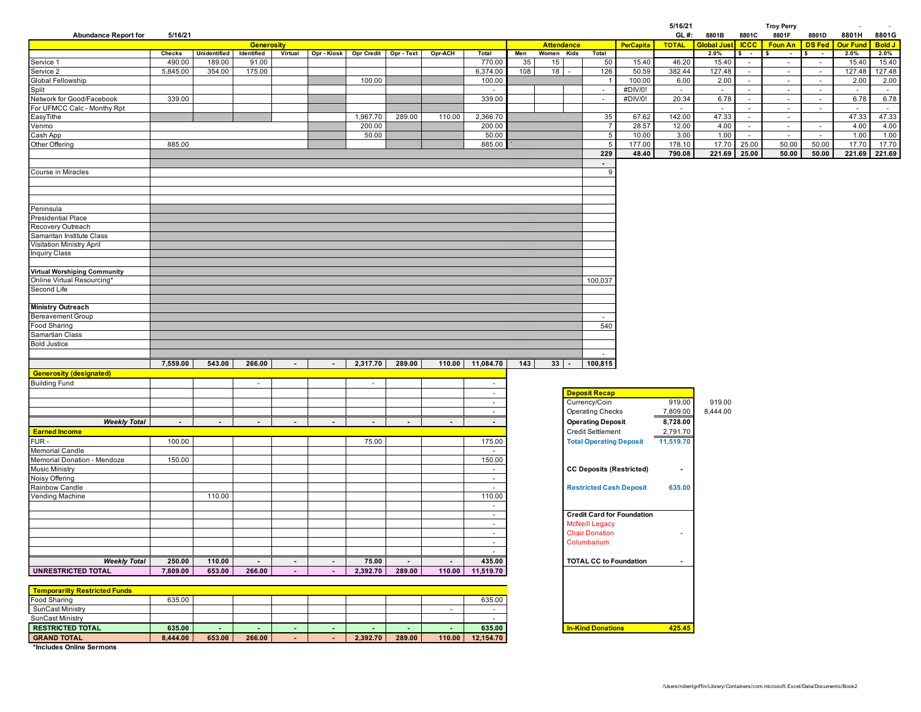**Abundance Report for** 5/16/21

| | Checks | Unidentified | Identified | Virtual | Opr - Kiosk | Opr Credit | Opr - Text | Opr-ACH | Total | Men | Women | Kids | Total | PerCapita | TOTAL | Global Just | ICCC | Foun An | DS Fed | Our Fund | Bold J |
|---|---|---|---|---|---|---|---|---|---|---|---|---|---|---|---|---|---|---|---|---|---|
| | **Generosity** | | | | | | | | | **Attendance** | | | | | 5/16/21 GL #: | 8801B | 8801C | Troy Perry 8801F | 8801D | 8801H | 8801G |
| | | | | | | | | | | | | | | | | 2.0% | $ - | $ - | $ - | 2.0% | 2.0% |
| Service 1 | 490.00 | 189.00 | 91.00 | | | | | | 770.00 | 35 | 15 | | 50 | 15.40 | 46.20 | 15.40 | - | - | - | 15.40 | 15.40 |
| Service 2 | 5,845.00 | 354.00 | 175.00 | | | | | | 6,374.00 | 108 | 18 | - | 126 | 50.59 | 382.44 | 127.48 | - | - | - | 127.48 | 127.48 |
| Global Fellowship | | | | | | 100.00 | | | 100.00 | | | | 1 | 100.00 | 6.00 | 2.00 | - | - | - | 2.00 | 2.00 |
| Split | | | | | | | | | - | | | | - | #DIV/0! | - | - | - | - | - | - | - |
| Network for Good/Facebook | 339.00 | | | | | | | | 339.00 | | | | - | #DIV/0! | 20.34 | 6.78 | - | - | - | 6.78 | 6.78 |
| For UFMCC Calc - Monthy Rpt | | | | | | | | | | | | | | | - | - | - | - | - | - | - |
| EasyTithe | | | | | | 1,967.70 | 289.00 | 110.00 | 2,366.70 | | | | 35 | 67.62 | 142.00 | 47.33 | - | - | | 47.33 | 47.33 |
| Venmo | | | | | | 200.00 | | | 200.00 | | | | 7 | 28.57 | 12.00 | 4.00 | - | - | - | 4.00 | 4.00 |
| Cash App | | | | | | 50.00 | | | 50.00 | | | | 5 | 10.00 | 3.00 | 1.00 | - | - | - | 1.00 | 1.00 |
| Other Offering | 885.00 | | | | | | | | 885.00 | | | | 5 | 177.00 | 178.10 | 17.70 | 25.00 | 50.00 | 50.00 | 17.70 | 17.70 |
| | | | | | | | | | | | | | **229** | **48.40** | **790.08** | **221.69** | **25.00** | **50.00** | **50.00** | **221.69** | **221.69** |
| | | | | | | | | | | | | | - | | | | | | | | |
| Course in Miracles | | | | | | | | | | | | | 9 | | | | | | | | |
| Peninsula | | | | | | | | | | | | | | | | | | | | | |
| Presidential Place | | | | | | | | | | | | | | | | | | | | | |
| Recovery Outreach | | | | | | | | | | | | | | | | | | | | | |
| Samaritan Institute Class | | | | | | | | | | | | | | | | | | | | | |
| Visitation Ministry April | | | | | | | | | | | | | | | | | | | | | |
| Inquiry Class | | | | | | | | | | | | | | | | | | | | | |
| **Virtual Worshiping Community** | | | | | | | | | | | | | | | | | | | | | |
| Online Virtual Resourcing* | | | | | | | | | | | | | 100,037 | | | | | | | | |
| Second Life | | | | | | | | | | | | | | | | | | | | | |
| **Ministry Outreach** | | | | | | | | | | | | | | | | | | | | | |
| Bereavement Group | | | | | | | | | | | | | - | | | | | | | | |
| Food Sharing | | | | | | | | | | | | | 540 | | | | | | | | |
| Samartian Class | | | | | | | | | | | | | | | | | | | | | |
| Bold Justice | | | | | | | | | | | | | - | | | | | | | | |
| | **7,559.00** | **543.00** | **266.00** | **-** | **-** | **2,317.70** | **289.00** | **110.00** | **11,084.70** | **143** | **33** | **-** | **100,815** | | | | | | | | |

| **Generosity (designated)** | Checks | Unidentified | Identified | Virtual | Opr - Kiosk | Opr Credit | Opr - Text | Opr-ACH | Total |
|---|---|---|---|---|---|---|---|---|---|
| Building Fund | | | - | | | - | | | - |
| | | | | | | | | | - |
| | | | | | | | | | - |
| | | | | | | | | | - |
| ***Weekly Total*** | **-** | **-** | **-** | **-** | **-** | **-** | **-** | **-** | **-** |
| **Earned Income** | | | | | | | | | |
| FUR - | 100.00 | | | | | 75.00 | | | 175.00 |
| Memorial Candle | | | | | | | | | - |
| Memorial Donation - Mendoze | 150.00 | | | | | | | | 150.00 |
| Music Ministry | | | | | | | | | - |
| Noisy Offering | | | | | | | | | - |
| Rainbow Candle | | | | | | | | | - |
| Vending Machine | | 110.00 | | | | | | | 110.00 |
| | | | | | | | | | - |
| | | | | | | | | | - |
| | | | | | | | | | - |
| | | | | | | | | | - |
| | | | | | | | | | - |
| ***Weekly Total*** | **250.00** | **110.00** | **-** | **-** | **-** | **75.00** | **-** | **-** | **435.00** |
| **UNRESTRICTED TOTAL** | **7,809.00** | **653.00** | **266.00** | **-** | **-** | **2,392.70** | **289.00** | **110.00** | **11,519.70** |
| **Temporarilty Restricted Funds** | | | | | | | | | |
| Food Sharing | 635.00 | | | | | | | | 635.00 |
| SunCast Ministry | | | | | | | | - | - |
| SunCast Ministry | | | | | | | | | - |
| **RESTRICTED TOTAL** | **635.00** | **-** | **-** | **-** | **-** | **-** | **-** | **-** | **635.00** |
| **GRAND TOTAL** | **8,444.00** | **653.00** | **266.00** | **-** | **-** | **2,392.70** | **289.00** | **110.00** | **12,154.70** |

***Includes Online Sermons**

| **Deposit Recap** | | |
|---|---|---|
| Currency/Coin | 919.00 | 919.00 |
| Operating Checks | 7,809.00 | 8,444.00 |
| **Operating Deposit** | **8,728.00** | |
| Credit Settlement | 2,791.70 | |
| **Total Operating Deposit** | **11,519.70** | |
| **CC Deposits (Restricted)** | **-** | |
| **Restricted Cash Deposit** | **635.00** | |
| **Credit Card for Foundation** | | |
| McNeill Legacy | | |
| Chair Donation | - | |
| Columbarium | | |
| **TOTAL CC to Foundation** | **-** | |
| **In-Kind Donations** | **425.45** | |